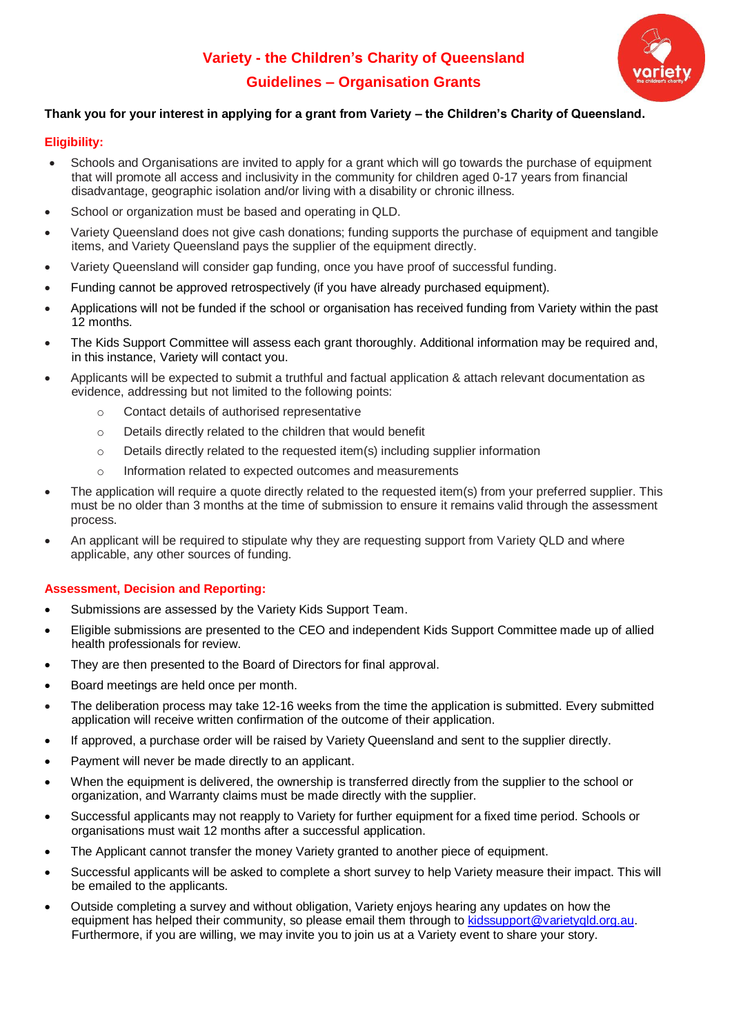# Variety - the Children's Charity of Queensland

## Guidelines – Organisation Grants

**Thank you for your interest in applying for a grant from Variety – the Children's Charity of Queensland.**

### Eligibility:

- Schools and Organisations are invited to apply for a grant which will go towards the purchase of equipment that will promote all access and inclusivity in the community for children aged 0-17 years from financial disadvantage, geographic isolation and/or living with a disability or chronic illness.
- School or organization must be based and operating in QLD.
- Variety Queensland does not give cash donations; funding supports the purchase of equipment and tangible items, and Variety Queensland pays the supplier of the equipment directly.
- Variety Queensland will consider gap funding, once you have proof of successful funding.
- Funding cannot be approved retrospectively (if you have already purchased equipment).
- Applications will not be funded if the school or organisation has received funding from Variety within the past 12 months.
- The Kids Support Committee will assess each grant thoroughly. Additional information may be required and, in this instance, Variety will contact you.
- Applicants will be expected to submit a truthful and factual application & attach relevant documentation as evidence, addressing but not limited to the following points:
  - Contact details of authorised representative
  - Details directly related to the children that would benefit
  - Details directly related to the requested item(s) including supplier information
  - Information related to expected outcomes and measurements
- The application will require a quote directly related to the requested item(s) from your preferred supplier. This must be no older than 3 months at the time of submission to ensure it remains valid through the assessment process.
- An applicant will be required to stipulate why they are requesting support from Variety QLD and where applicable, any other sources of funding.

### Assessment, Decision and Reporting:

- Submissions are assessed by the Variety Kids Support Team.
- Eligible submissions are presented to the CEO and independent Kids Support Committee made up of allied health professionals for review.
- They are then presented to the Board of Directors for final approval.
- Board meetings are held once per month.
- The deliberation process may take 12-16 weeks from the time the application is submitted. Every submitted application will receive written confirmation of the outcome of their application.
- If approved, a purchase order will be raised by Variety Queensland and sent to the supplier directly.
- Payment will never be made directly to an applicant.
- When the equipment is delivered, the ownership is transferred directly from the supplier to the school or organization, and Warranty claims must be made directly with the supplier.
- Successful applicants may not reapply to Variety for further equipment for a fixed time period. Schools or organisations must wait 12 months after a successful application.
- The Applicant cannot transfer the money Variety granted to another piece of equipment.
- Successful applicants will be asked to complete a short survey to help Variety measure their impact. This will be emailed to the applicants.
- Outside completing a survey and without obligation, Variety enjoys hearing any updates on how the equipment has helped their community, so please email them through to kidssupport@varietyqld.org.au. Furthermore, if you are willing, we may invite you to join us at a Variety event to share your story.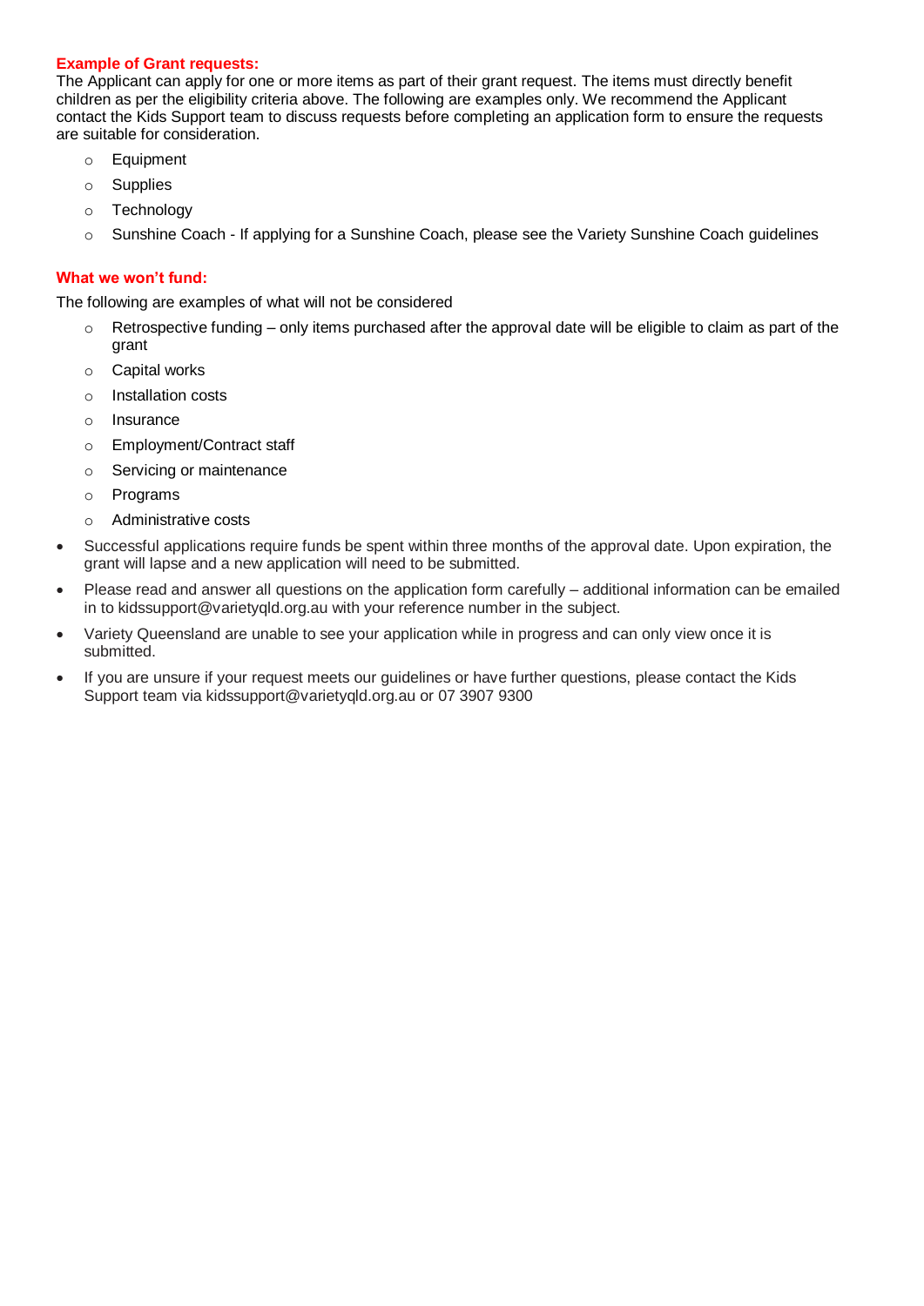**Example of Grant requests:**

The Applicant can apply for one or more items as part of their grant request. The items must directly benefit children as per the eligibility criteria above. The following are examples only. We recommend the Applicant contact the Kids Support team to discuss requests before completing an application form to ensure the requests are suitable for consideration.

- Equipment
- Supplies
- Technology
- Sunshine Coach - If applying for a Sunshine Coach, please see the Variety Sunshine Coach guidelines

**What we won't fund:**

The following are examples of what will not be considered

- Retrospective funding – only items purchased after the approval date will be eligible to claim as part of the grant
- Capital works
- Installation costs
- Insurance
- Employment/Contract staff
- Servicing or maintenance
- Programs
- Administrative costs

- Successful applications require funds be spent within three months of the approval date. Upon expiration, the grant will lapse and a new application will need to be submitted.
- Please read and answer all questions on the application form carefully – additional information can be emailed in to kidssupport@varietyqld.org.au with your reference number in the subject.
- Variety Queensland are unable to see your application while in progress and can only view once it is submitted.
- If you are unsure if your request meets our guidelines or have further questions, please contact the Kids Support team via kidssupport@varietyqld.org.au or 07 3907 9300